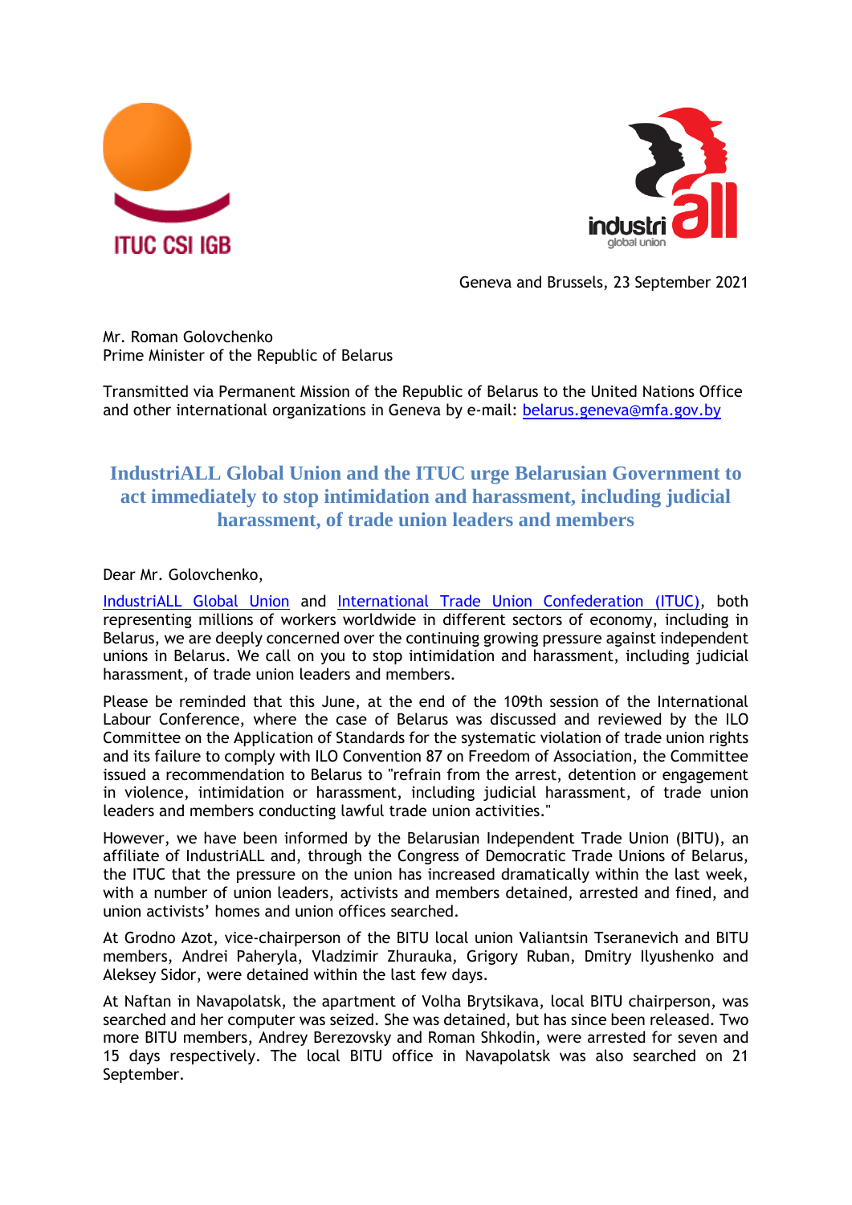ITUC CSI IGB

industriall global union

Geneva and Brussels, 23 September 2021

Mr. Roman Golovchenko
Prime Minister of the Republic of Belarus

Transmitted via Permanent Mission of the Republic of Belarus to the United Nations Office and other international organizations in Geneva by e-mail: belarus.geneva@mfa.gov.by

## IndustriALL Global Union and the ITUC urge Belarusian Government to act immediately to stop intimidation and harassment, including judicial harassment, of trade union leaders and members

Dear Mr. Golovchenko,

IndustriALL Global Union and International Trade Union Confederation (ITUC), both representing millions of workers worldwide in different sectors of economy, including in Belarus, we are deeply concerned over the continuing growing pressure against independent unions in Belarus. We call on you to stop intimidation and harassment, including judicial harassment, of trade union leaders and members.

Please be reminded that this June, at the end of the 109th session of the International Labour Conference, where the case of Belarus was discussed and reviewed by the ILO Committee on the Application of Standards for the systematic violation of trade union rights and its failure to comply with ILO Convention 87 on Freedom of Association, the Committee issued a recommendation to Belarus to "refrain from the arrest, detention or engagement in violence, intimidation or harassment, including judicial harassment, of trade union leaders and members conducting lawful trade union activities."

However, we have been informed by the Belarusian Independent Trade Union (BITU), an affiliate of IndustriALL and, through the Congress of Democratic Trade Unions of Belarus, the ITUC that the pressure on the union has increased dramatically within the last week, with a number of union leaders, activists and members detained, arrested and fined, and union activists' homes and union offices searched.

At Grodno Azot, vice-chairperson of the BITU local union Valiantsin Tseranevich and BITU members, Andrei Paheryla, Vladzimir Zhurauka, Grigory Ruban, Dmitry Ilyushenko and Aleksey Sidor, were detained within the last few days.

At Naftan in Navapolatsk, the apartment of Volha Brytsikava, local BITU chairperson, was searched and her computer was seized. She was detained, but has since been released. Two more BITU members, Andrey Berezovsky and Roman Shkodin, were arrested for seven and 15 days respectively. The local BITU office in Navapolatsk was also searched on 21 September.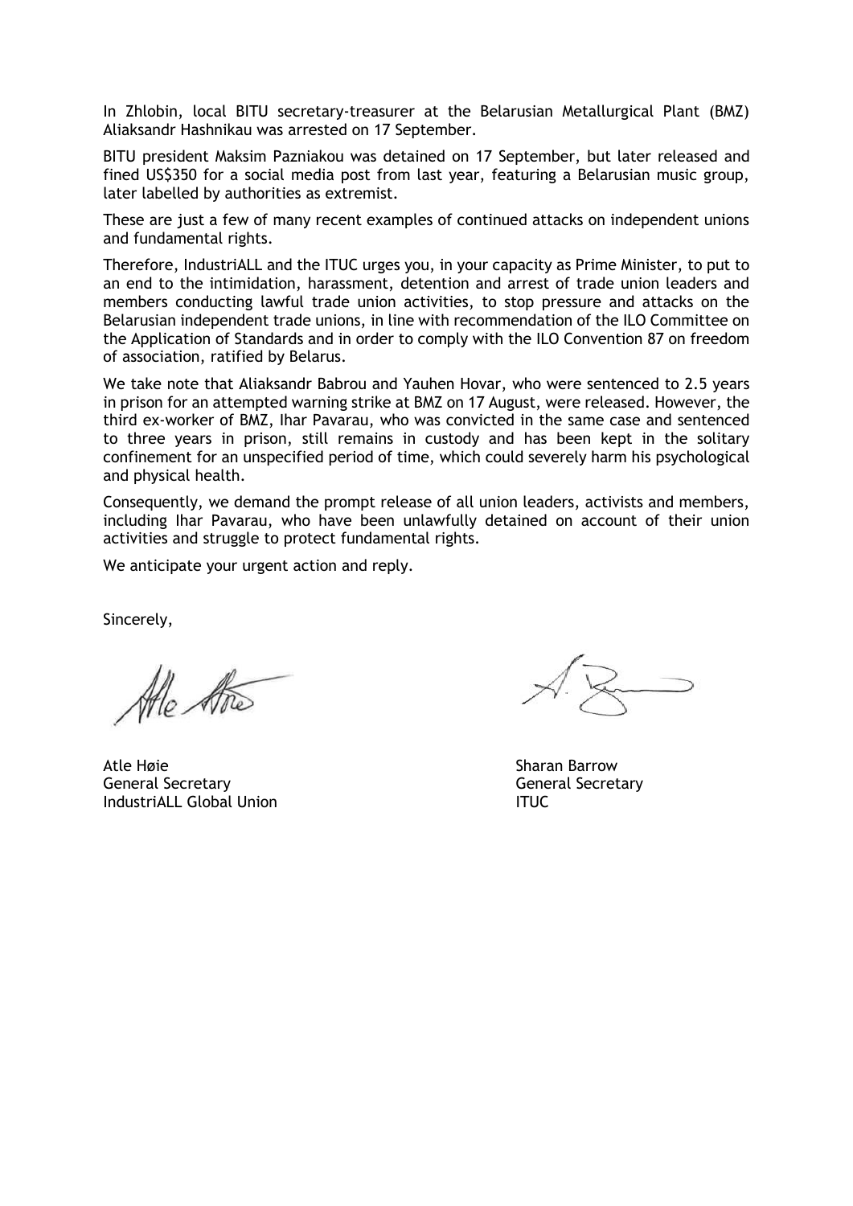In Zhlobin, local BITU secretary-treasurer at the Belarusian Metallurgical Plant (BMZ) Aliaksandr Hashnikau was arrested on 17 September.

BITU president Maksim Pazniakou was detained on 17 September, but later released and fined US$350 for a social media post from last year, featuring a Belarusian music group, later labelled by authorities as extremist.

These are just a few of many recent examples of continued attacks on independent unions and fundamental rights.

Therefore, IndustriALL and the ITUC urges you, in your capacity as Prime Minister, to put to an end to the intimidation, harassment, detention and arrest of trade union leaders and members conducting lawful trade union activities, to stop pressure and attacks on the Belarusian independent trade unions, in line with recommendation of the ILO Committee on the Application of Standards and in order to comply with the ILO Convention 87 on freedom of association, ratified by Belarus.

We take note that Aliaksandr Babrou and Yauhen Hovar, who were sentenced to 2.5 years in prison for an attempted warning strike at BMZ on 17 August, were released. However, the third ex-worker of BMZ, Ihar Pavarau, who was convicted in the same case and sentenced to three years in prison, still remains in custody and has been kept in the solitary confinement for an unspecified period of time, which could severely harm his psychological and physical health.

Consequently, we demand the prompt release of all union leaders, activists and members, including Ihar Pavarau, who have been unlawfully detained on account of their union activities and struggle to protect fundamental rights.

We anticipate your urgent action and reply.

Sincerely,

Atle Høie
General Secretary
IndustriALL Global Union

Sharan Barrow
General Secretary
ITUC